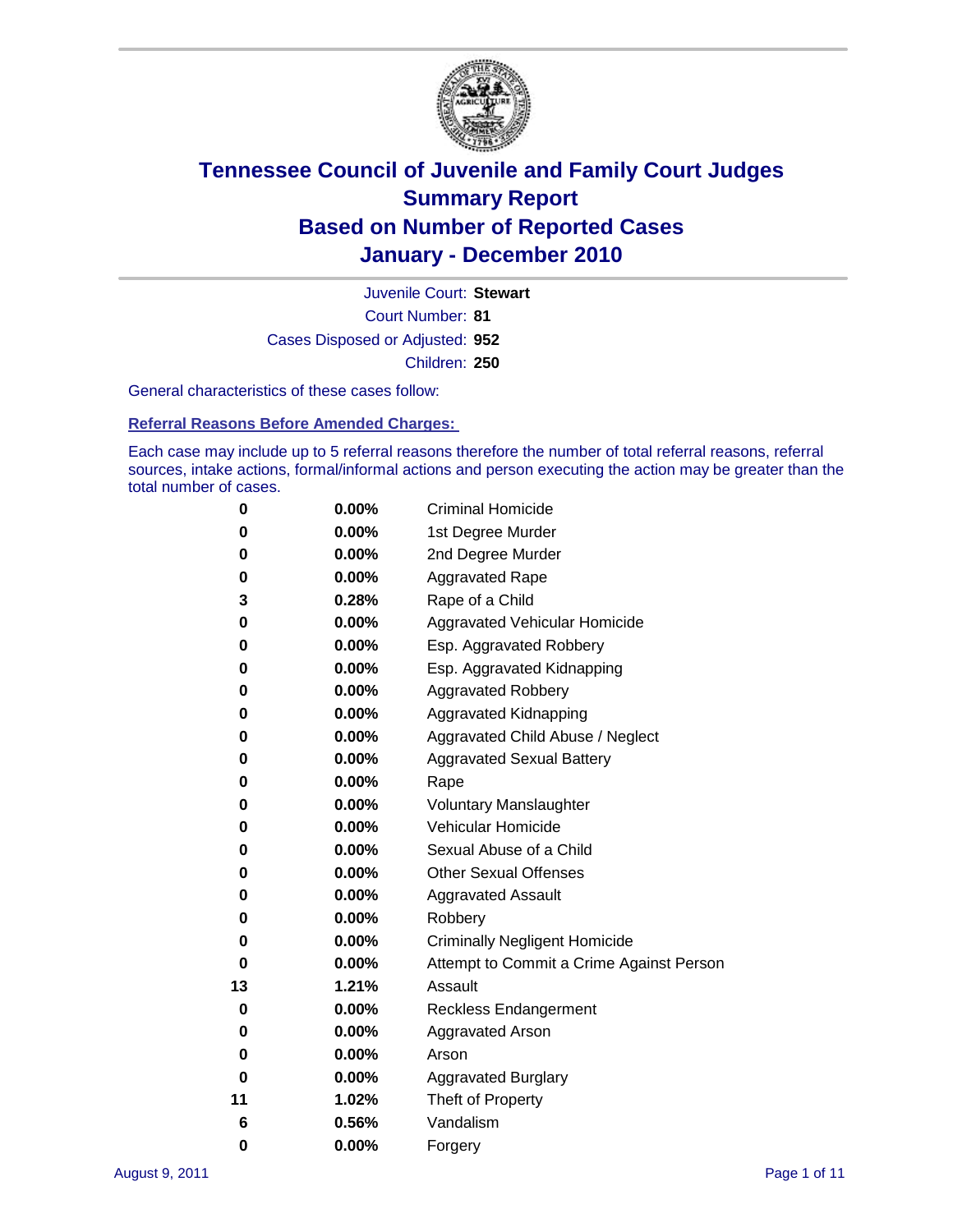# Tennessee Council of Juvenile and Family Court Judges
## Summary Report
## Based on Number of Reported Cases
## January - December 2010

Juvenile Court: **Stewart**

Court Number: **81**

Cases Disposed or Adjusted: **952**

Children: **250**

General characteristics of these cases follow:

### Referral Reasons Before Amended Charges:

Each case may include up to 5 referral reasons therefore the number of total referral reasons, referral sources, intake actions, formal/informal actions and person executing the action may be greater than the total number of cases.

| Count | Percent | Referral Reason |
|---|---|---|
| 0 | 0.00% | Criminal Homicide |
| 0 | 0.00% | 1st Degree Murder |
| 0 | 0.00% | 2nd Degree Murder |
| 0 | 0.00% | Aggravated Rape |
| 3 | 0.28% | Rape of a Child |
| 0 | 0.00% | Aggravated Vehicular Homicide |
| 0 | 0.00% | Esp. Aggravated Robbery |
| 0 | 0.00% | Esp. Aggravated Kidnapping |
| 0 | 0.00% | Aggravated Robbery |
| 0 | 0.00% | Aggravated Kidnapping |
| 0 | 0.00% | Aggravated Child Abuse / Neglect |
| 0 | 0.00% | Aggravated Sexual Battery |
| 0 | 0.00% | Rape |
| 0 | 0.00% | Voluntary Manslaughter |
| 0 | 0.00% | Vehicular Homicide |
| 0 | 0.00% | Sexual Abuse of a Child |
| 0 | 0.00% | Other Sexual Offenses |
| 0 | 0.00% | Aggravated Assault |
| 0 | 0.00% | Robbery |
| 0 | 0.00% | Criminally Negligent Homicide |
| 0 | 0.00% | Attempt to Commit a Crime Against Person |
| 13 | 1.21% | Assault |
| 0 | 0.00% | Reckless Endangerment |
| 0 | 0.00% | Aggravated Arson |
| 0 | 0.00% | Arson |
| 0 | 0.00% | Aggravated Burglary |
| 11 | 1.02% | Theft of Property |
| 6 | 0.56% | Vandalism |
| 0 | 0.00% | Forgery |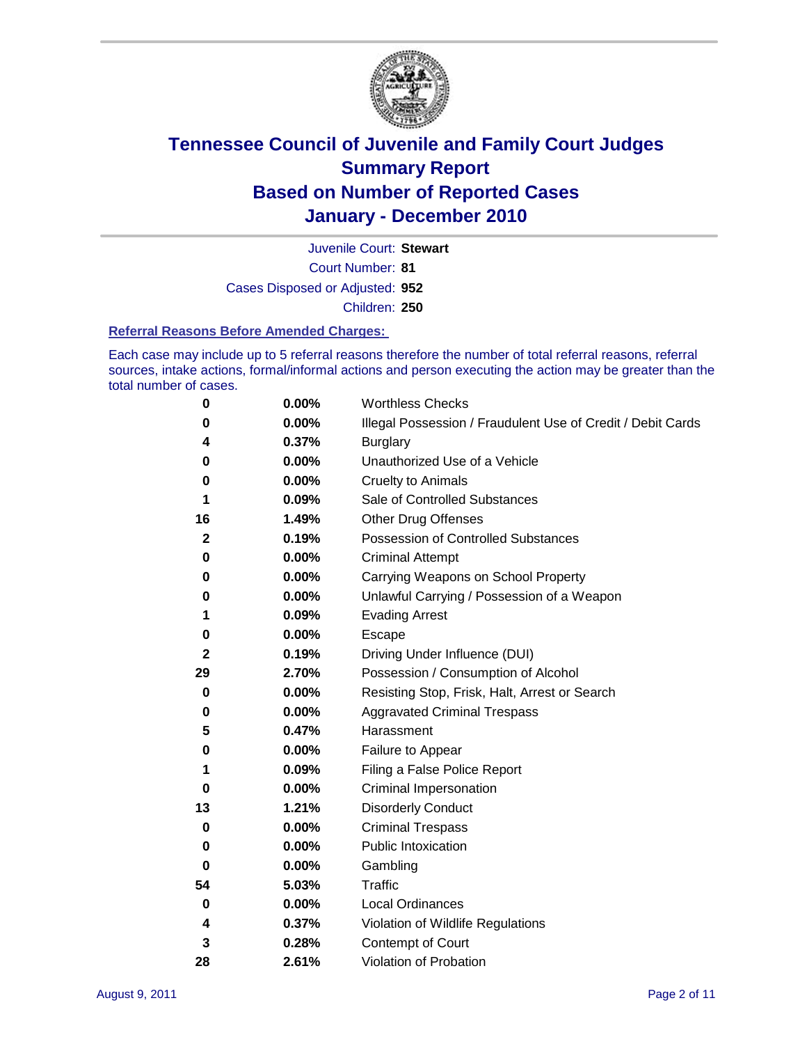# Tennessee Council of Juvenile and Family Court Judges
# Summary Report
# Based on Number of Reported Cases
# January - December 2010

Juvenile Court: **Stewart**

Court Number: **81**

Cases Disposed or Adjusted: **952**

Children: **250**

### Referral Reasons Before Amended Charges:

Each case may include up to 5 referral reasons therefore the number of total referral reasons, referral sources, intake actions, formal/informal actions and person executing the action may be greater than the total number of cases.

| | | |
|---|---|---|
| 0 | 0.00% | Worthless Checks |
| 0 | 0.00% | Illegal Possession / Fraudulent Use of Credit / Debit Cards |
| 4 | 0.37% | Burglary |
| 0 | 0.00% | Unauthorized Use of a Vehicle |
| 0 | 0.00% | Cruelty to Animals |
| 1 | 0.09% | Sale of Controlled Substances |
| 16 | 1.49% | Other Drug Offenses |
| 2 | 0.19% | Possession of Controlled Substances |
| 0 | 0.00% | Criminal Attempt |
| 0 | 0.00% | Carrying Weapons on School Property |
| 0 | 0.00% | Unlawful Carrying / Possession of a Weapon |
| 1 | 0.09% | Evading Arrest |
| 0 | 0.00% | Escape |
| 2 | 0.19% | Driving Under Influence (DUI) |
| 29 | 2.70% | Possession / Consumption of Alcohol |
| 0 | 0.00% | Resisting Stop, Frisk, Halt, Arrest or Search |
| 0 | 0.00% | Aggravated Criminal Trespass |
| 5 | 0.47% | Harassment |
| 0 | 0.00% | Failure to Appear |
| 1 | 0.09% | Filing a False Police Report |
| 0 | 0.00% | Criminal Impersonation |
| 13 | 1.21% | Disorderly Conduct |
| 0 | 0.00% | Criminal Trespass |
| 0 | 0.00% | Public Intoxication |
| 0 | 0.00% | Gambling |
| 54 | 5.03% | Traffic |
| 0 | 0.00% | Local Ordinances |
| 4 | 0.37% | Violation of Wildlife Regulations |
| 3 | 0.28% | Contempt of Court |
| 28 | 2.61% | Violation of Probation |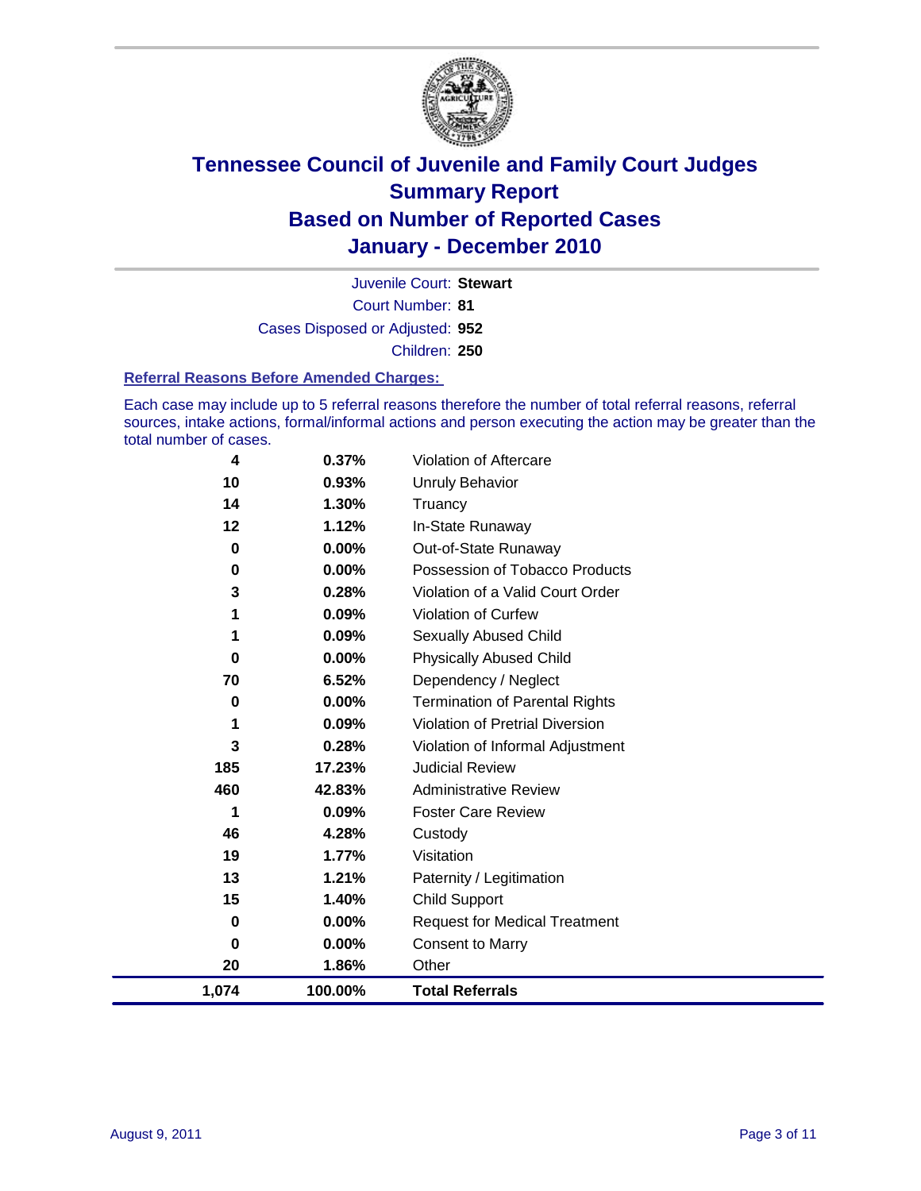# Tennessee Council of Juvenile and Family Court Judges
## Summary Report
## Based on Number of Reported Cases
## January - December 2010

Juvenile Court: **Stewart**

Court Number: **81**

Cases Disposed or Adjusted: **952**

Children: **250**

### Referral Reasons Before Amended Charges:

Each case may include up to 5 referral reasons therefore the number of total referral reasons, referral sources, intake actions, formal/informal actions and person executing the action may be greater than the total number of cases.

| Count | Percent | Referral Reason |
|---|---|---|
| 4 | 0.37% | Violation of Aftercare |
| 10 | 0.93% | Unruly Behavior |
| 14 | 1.30% | Truancy |
| 12 | 1.12% | In-State Runaway |
| 0 | 0.00% | Out-of-State Runaway |
| 0 | 0.00% | Possession of Tobacco Products |
| 3 | 0.28% | Violation of a Valid Court Order |
| 1 | 0.09% | Violation of Curfew |
| 1 | 0.09% | Sexually Abused Child |
| 0 | 0.00% | Physically Abused Child |
| 70 | 6.52% | Dependency / Neglect |
| 0 | 0.00% | Termination of Parental Rights |
| 1 | 0.09% | Violation of Pretrial Diversion |
| 3 | 0.28% | Violation of Informal Adjustment |
| 185 | 17.23% | Judicial Review |
| 460 | 42.83% | Administrative Review |
| 1 | 0.09% | Foster Care Review |
| 46 | 4.28% | Custody |
| 19 | 1.77% | Visitation |
| 13 | 1.21% | Paternity / Legitimation |
| 15 | 1.40% | Child Support |
| 0 | 0.00% | Request for Medical Treatment |
| 0 | 0.00% | Consent to Marry |
| 20 | 1.86% | Other |
| **1,074** | **100.00%** | **Total Referrals** |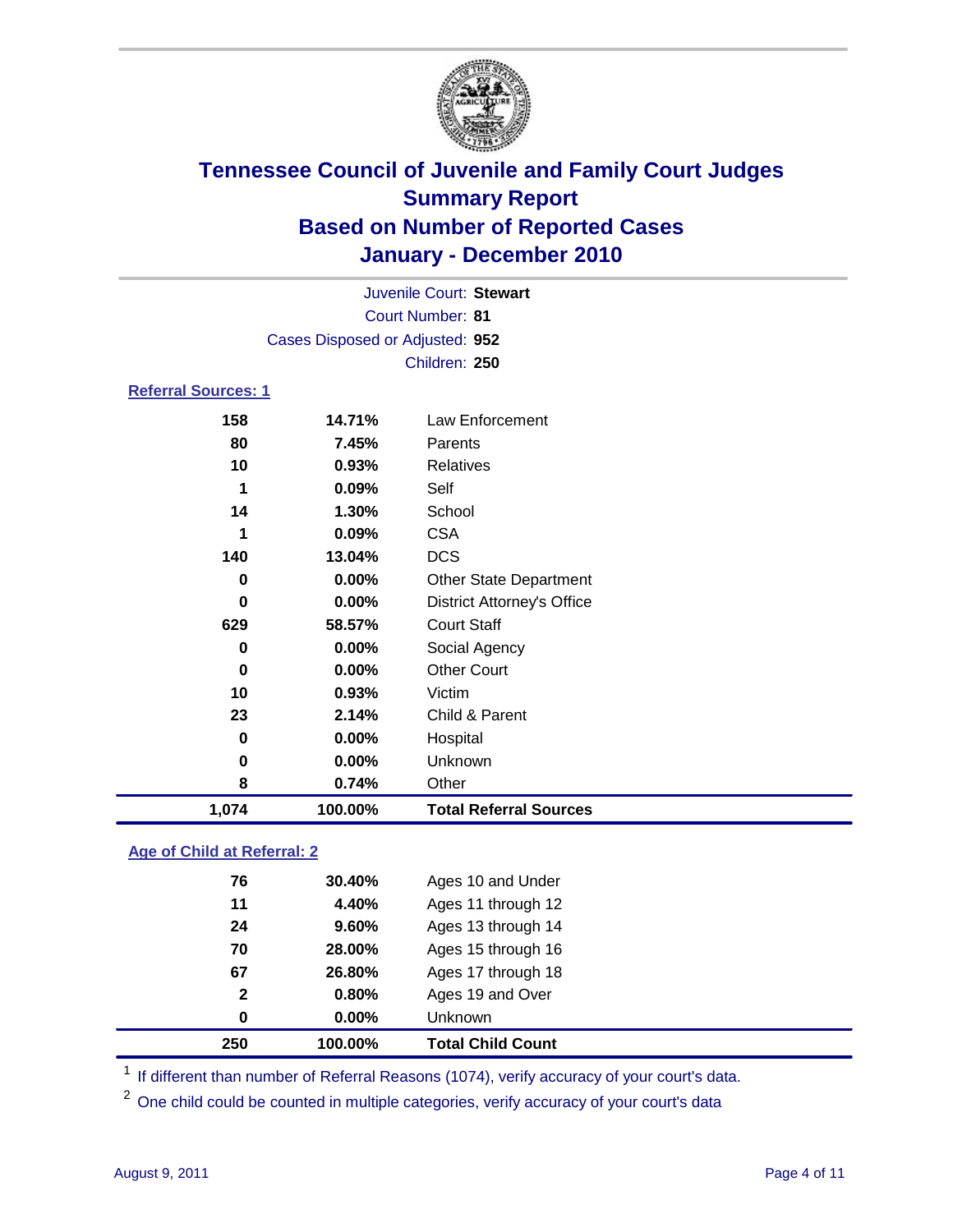# Tennessee Council of Juvenile and Family Court Judges
## Summary Report
## Based on Number of Reported Cases
## January - December 2010

Juvenile Court: **Stewart**
Court Number: **81**
Cases Disposed or Adjusted: **952**
Children: **250**

### Referral Sources: 1

| Count | Percent | Source |
|---|---|---|
| 158 | 14.71% | Law Enforcement |
| 80 | 7.45% | Parents |
| 10 | 0.93% | Relatives |
| 1 | 0.09% | Self |
| 14 | 1.30% | School |
| 1 | 0.09% | CSA |
| 140 | 13.04% | DCS |
| 0 | 0.00% | Other State Department |
| 0 | 0.00% | District Attorney's Office |
| 629 | 58.57% | Court Staff |
| 0 | 0.00% | Social Agency |
| 0 | 0.00% | Other Court |
| 10 | 0.93% | Victim |
| 23 | 2.14% | Child & Parent |
| 0 | 0.00% | Hospital |
| 0 | 0.00% | Unknown |
| 8 | 0.74% | Other |
| **1,074** | **100.00%** | **Total Referral Sources** |

### Age of Child at Referral: 2

| Count | Percent | Age |
|---|---|---|
| 76 | 30.40% | Ages 10 and Under |
| 11 | 4.40% | Ages 11 through 12 |
| 24 | 9.60% | Ages 13 through 14 |
| 70 | 28.00% | Ages 15 through 16 |
| 67 | 26.80% | Ages 17 through 18 |
| 2 | 0.80% | Ages 19 and Over |
| 0 | 0.00% | Unknown |
| **250** | **100.00%** | **Total Child Count** |

[1] If different than number of Referral Reasons (1074), verify accuracy of your court's data.

[2] One child could be counted in multiple categories, verify accuracy of your court's data

August 9, 2011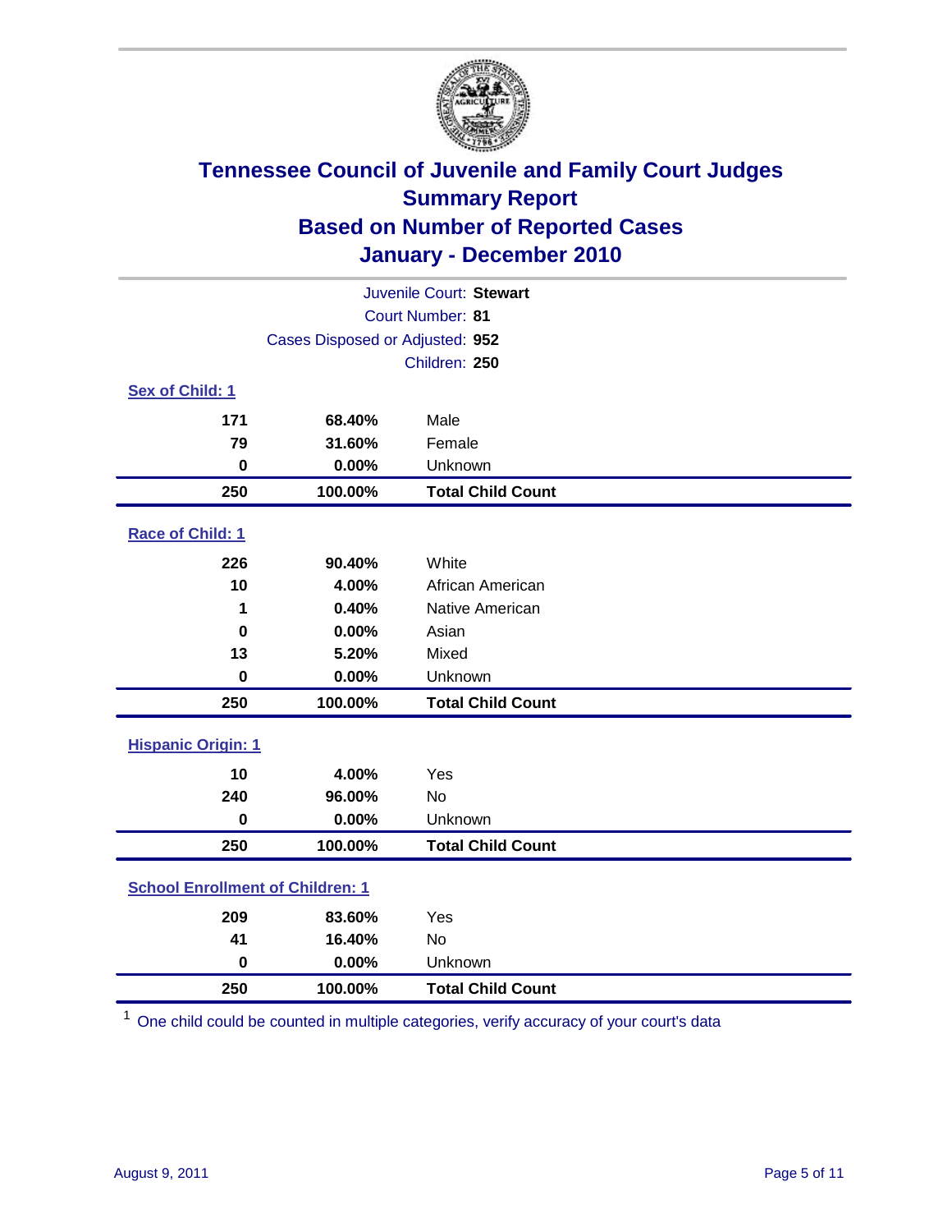# Tennessee Council of Juvenile and Family Court Judges
## Summary Report
## Based on Number of Reported Cases
## January - December 2010

Juvenile Court: **Stewart**
Court Number: **81**
Cases Disposed or Adjusted: **952**
Children: **250**

### Sex of Child: 1

| Count | Percent | Category |
|---|---|---|
| 171 | 68.40% | Male |
| 79 | 31.60% | Female |
| 0 | 0.00% | Unknown |
| **250** | **100.00%** | **Total Child Count** |

### Race of Child: 1

| Count | Percent | Category |
|---|---|---|
| 226 | 90.40% | White |
| 10 | 4.00% | African American |
| 1 | 0.40% | Native American |
| 0 | 0.00% | Asian |
| 13 | 5.20% | Mixed |
| 0 | 0.00% | Unknown |
| **250** | **100.00%** | **Total Child Count** |

### Hispanic Origin: 1

| Count | Percent | Category |
|---|---|---|
| 10 | 4.00% | Yes |
| 240 | 96.00% | No |
| 0 | 0.00% | Unknown |
| **250** | **100.00%** | **Total Child Count** |

### School Enrollment of Children: 1

| Count | Percent | Category |
|---|---|---|
| 209 | 83.60% | Yes |
| 41 | 16.40% | No |
| 0 | 0.00% | Unknown |
| **250** | **100.00%** | **Total Child Count** |

[1] One child could be counted in multiple categories, verify accuracy of your court's data

August 9, 2011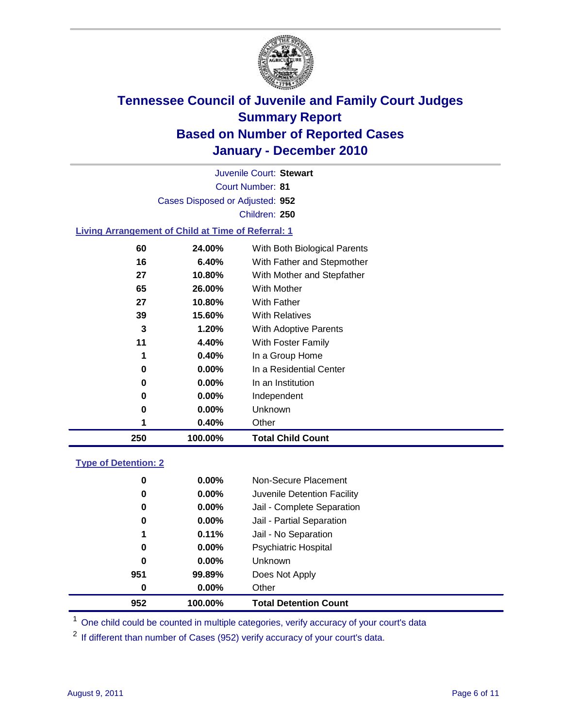# Tennessee Council of Juvenile and Family Court Judges
## Summary Report
## Based on Number of Reported Cases
## January - December 2010

Juvenile Court: **Stewart**

Court Number: **81**

Cases Disposed or Adjusted: **952**

Children: **250**

### Living Arrangement of Child at Time of Referral: 1

| Count | Percent | Category |
|---|---|---|
| 60 | 24.00% | With Both Biological Parents |
| 16 | 6.40% | With Father and Stepmother |
| 27 | 10.80% | With Mother and Stepfather |
| 65 | 26.00% | With Mother |
| 27 | 10.80% | With Father |
| 39 | 15.60% | With Relatives |
| 3 | 1.20% | With Adoptive Parents |
| 11 | 4.40% | With Foster Family |
| 1 | 0.40% | In a Group Home |
| 0 | 0.00% | In a Residential Center |
| 0 | 0.00% | In an Institution |
| 0 | 0.00% | Independent |
| 0 | 0.00% | Unknown |
| 1 | 0.40% | Other |
| **250** | **100.00%** | **Total Child Count** |

### Type of Detention: 2

| Count | Percent | Category |
|---|---|---|
| 0 | 0.00% | Non-Secure Placement |
| 0 | 0.00% | Juvenile Detention Facility |
| 0 | 0.00% | Jail - Complete Separation |
| 0 | 0.00% | Jail - Partial Separation |
| 1 | 0.11% | Jail - No Separation |
| 0 | 0.00% | Psychiatric Hospital |
| 0 | 0.00% | Unknown |
| 951 | 99.89% | Does Not Apply |
| 0 | 0.00% | Other |
| **952** | **100.00%** | **Total Detention Count** |

[1] One child could be counted in multiple categories, verify accuracy of your court's data

[2] If different than number of Cases (952) verify accuracy of your court's data.

August 9, 2011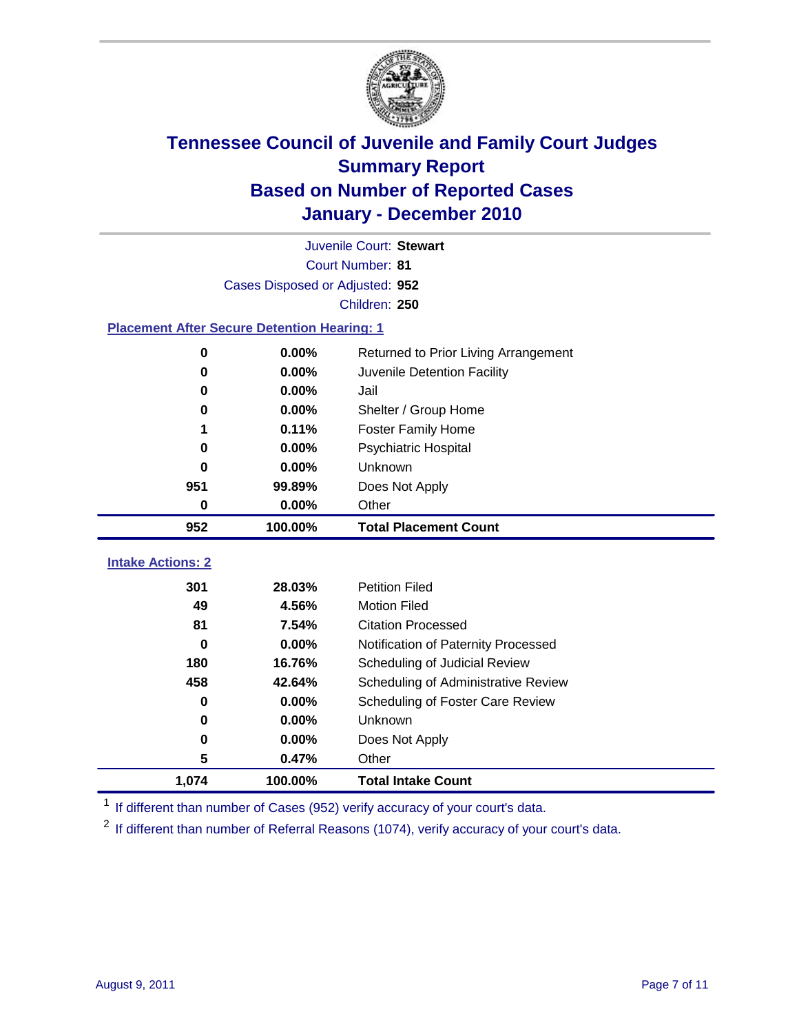# Tennessee Council of Juvenile and Family Court Judges
## Summary Report
## Based on Number of Reported Cases
## January - December 2010

Juvenile Court: **Stewart**

Court Number: **81**

Cases Disposed or Adjusted: **952**

Children: **250**

### Placement After Secure Detention Hearing: 1

| Count | Percent | Placement |
|---|---|---|
| 0 | 0.00% | Returned to Prior Living Arrangement |
| 0 | 0.00% | Juvenile Detention Facility |
| 0 | 0.00% | Jail |
| 0 | 0.00% | Shelter / Group Home |
| 1 | 0.11% | Foster Family Home |
| 0 | 0.00% | Psychiatric Hospital |
| 0 | 0.00% | Unknown |
| 951 | 99.89% | Does Not Apply |
| 0 | 0.00% | Other |
| **952** | **100.00%** | **Total Placement Count** |

### Intake Actions: 2

| Count | Percent | Intake Action |
|---|---|---|
| 301 | 28.03% | Petition Filed |
| 49 | 4.56% | Motion Filed |
| 81 | 7.54% | Citation Processed |
| 0 | 0.00% | Notification of Paternity Processed |
| 180 | 16.76% | Scheduling of Judicial Review |
| 458 | 42.64% | Scheduling of Administrative Review |
| 0 | 0.00% | Scheduling of Foster Care Review |
| 0 | 0.00% | Unknown |
| 0 | 0.00% | Does Not Apply |
| 5 | 0.47% | Other |
| **1,074** | **100.00%** | **Total Intake Count** |

[1] If different than number of Cases (952) verify accuracy of your court's data.

[2] If different than number of Referral Reasons (1074), verify accuracy of your court's data.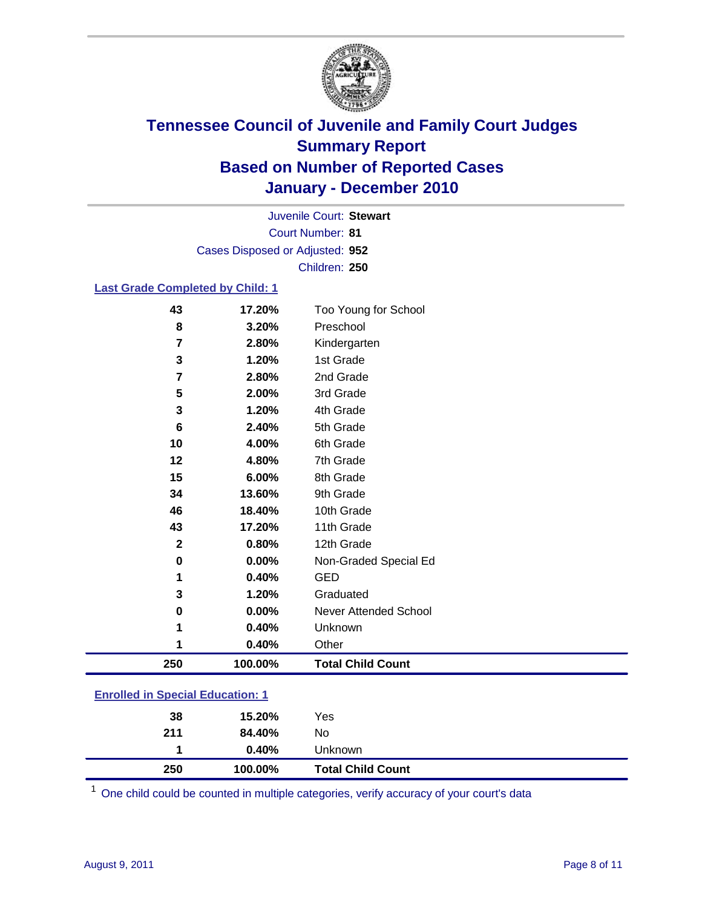# Tennessee Council of Juvenile and Family Court Judges
# Summary Report
# Based on Number of Reported Cases
# January - December 2010

Juvenile Court: **Stewart**

Court Number: **81**

Cases Disposed or Adjusted: **952**

Children: **250**

### Last Grade Completed by Child: 1

| Count | Percent | Category |
|---|---|---|
| 43 | 17.20% | Too Young for School |
| 8 | 3.20% | Preschool |
| 7 | 2.80% | Kindergarten |
| 3 | 1.20% | 1st Grade |
| 7 | 2.80% | 2nd Grade |
| 5 | 2.00% | 3rd Grade |
| 3 | 1.20% | 4th Grade |
| 6 | 2.40% | 5th Grade |
| 10 | 4.00% | 6th Grade |
| 12 | 4.80% | 7th Grade |
| 15 | 6.00% | 8th Grade |
| 34 | 13.60% | 9th Grade |
| 46 | 18.40% | 10th Grade |
| 43 | 17.20% | 11th Grade |
| 2 | 0.80% | 12th Grade |
| 0 | 0.00% | Non-Graded Special Ed |
| 1 | 0.40% | GED |
| 3 | 1.20% | Graduated |
| 0 | 0.00% | Never Attended School |
| 1 | 0.40% | Unknown |
| 1 | 0.40% | Other |
| **250** | **100.00%** | **Total Child Count** |

### Enrolled in Special Education: 1

| Count | Percent | Category |
|---|---|---|
| 38 | 15.20% | Yes |
| 211 | 84.40% | No |
| 1 | 0.40% | Unknown |
| **250** | **100.00%** | **Total Child Count** |

[1] One child could be counted in multiple categories, verify accuracy of your court's data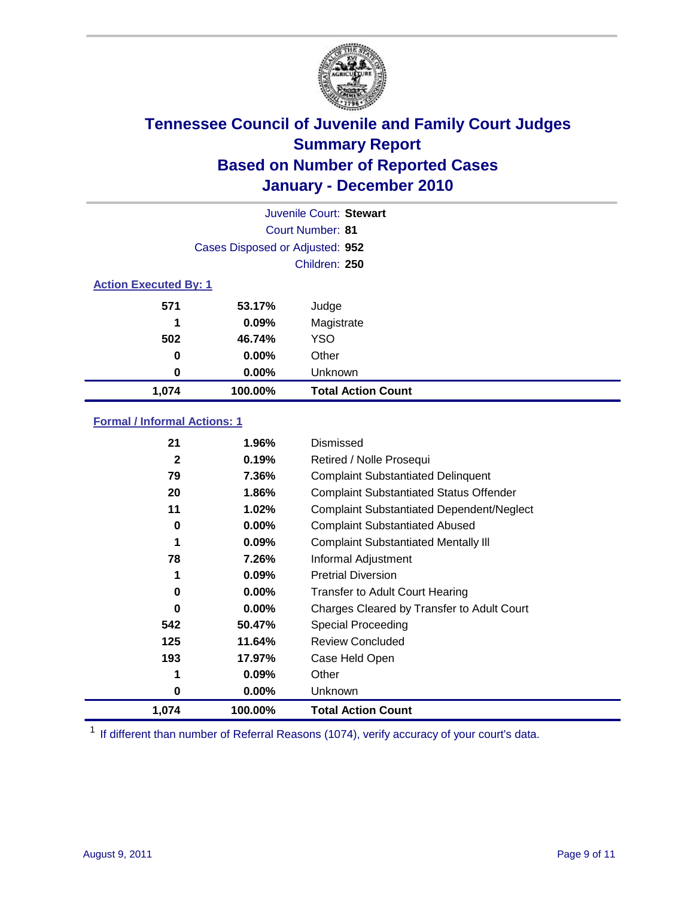# Tennessee Council of Juvenile and Family Court Judges
## Summary Report
## Based on Number of Reported Cases
## January - December 2010

Juvenile Court: **Stewart**
Court Number: **81**
Cases Disposed or Adjusted: **952**
Children: **250**

### Action Executed By: 1

| | | |
|---|---|---|
| 571 | 53.17% | Judge |
| 1 | 0.09% | Magistrate |
| 502 | 46.74% | YSO |
| 0 | 0.00% | Other |
| 0 | 0.00% | Unknown |
| **1,074** | **100.00%** | **Total Action Count** |

### Formal / Informal Actions: 1

| | | |
|---|---|---|
| 21 | 1.96% | Dismissed |
| 2 | 0.19% | Retired / Nolle Prosequi |
| 79 | 7.36% | Complaint Substantiated Delinquent |
| 20 | 1.86% | Complaint Substantiated Status Offender |
| 11 | 1.02% | Complaint Substantiated Dependent/Neglect |
| 0 | 0.00% | Complaint Substantiated Abused |
| 1 | 0.09% | Complaint Substantiated Mentally Ill |
| 78 | 7.26% | Informal Adjustment |
| 1 | 0.09% | Pretrial Diversion |
| 0 | 0.00% | Transfer to Adult Court Hearing |
| 0 | 0.00% | Charges Cleared by Transfer to Adult Court |
| 542 | 50.47% | Special Proceeding |
| 125 | 11.64% | Review Concluded |
| 193 | 17.97% | Case Held Open |
| 1 | 0.09% | Other |
| 0 | 0.00% | Unknown |
| **1,074** | **100.00%** | **Total Action Count** |

[1] If different than number of Referral Reasons (1074), verify accuracy of your court's data.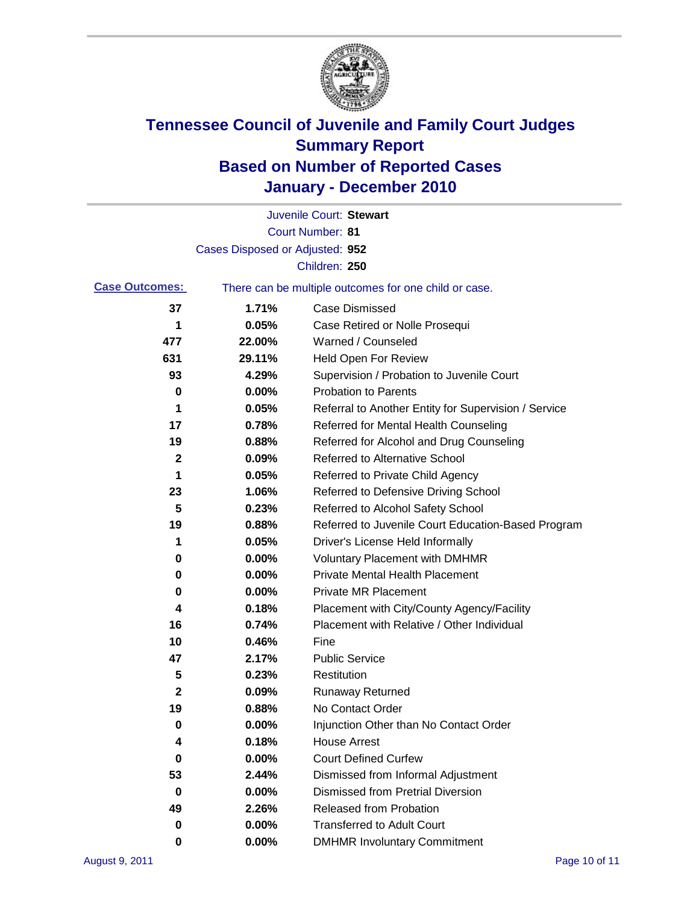# Tennessee Council of Juvenile and Family Court Judges
## Summary Report
## Based on Number of Reported Cases
## January - December 2010

Juvenile Court: **Stewart**
Court Number: **81**
Cases Disposed or Adjusted: **952**
Children: **250**

**Case Outcomes:** There can be multiple outcomes for one child or case.

| Count | Percent | Outcome |
|---|---|---|
| 37 | 1.71% | Case Dismissed |
| 1 | 0.05% | Case Retired or Nolle Prosequi |
| 477 | 22.00% | Warned / Counseled |
| 631 | 29.11% | Held Open For Review |
| 93 | 4.29% | Supervision / Probation to Juvenile Court |
| 0 | 0.00% | Probation to Parents |
| 1 | 0.05% | Referral to Another Entity for Supervision / Service |
| 17 | 0.78% | Referred for Mental Health Counseling |
| 19 | 0.88% | Referred for Alcohol and Drug Counseling |
| 2 | 0.09% | Referred to Alternative School |
| 1 | 0.05% | Referred to Private Child Agency |
| 23 | 1.06% | Referred to Defensive Driving School |
| 5 | 0.23% | Referred to Alcohol Safety School |
| 19 | 0.88% | Referred to Juvenile Court Education-Based Program |
| 1 | 0.05% | Driver's License Held Informally |
| 0 | 0.00% | Voluntary Placement with DMHMR |
| 0 | 0.00% | Private Mental Health Placement |
| 0 | 0.00% | Private MR Placement |
| 4 | 0.18% | Placement with City/County Agency/Facility |
| 16 | 0.74% | Placement with Relative / Other Individual |
| 10 | 0.46% | Fine |
| 47 | 2.17% | Public Service |
| 5 | 0.23% | Restitution |
| 2 | 0.09% | Runaway Returned |
| 19 | 0.88% | No Contact Order |
| 0 | 0.00% | Injunction Other than No Contact Order |
| 4 | 0.18% | House Arrest |
| 0 | 0.00% | Court Defined Curfew |
| 53 | 2.44% | Dismissed from Informal Adjustment |
| 0 | 0.00% | Dismissed from Pretrial Diversion |
| 49 | 2.26% | Released from Probation |
| 0 | 0.00% | Transferred to Adult Court |
| 0 | 0.00% | DMHMR Involuntary Commitment |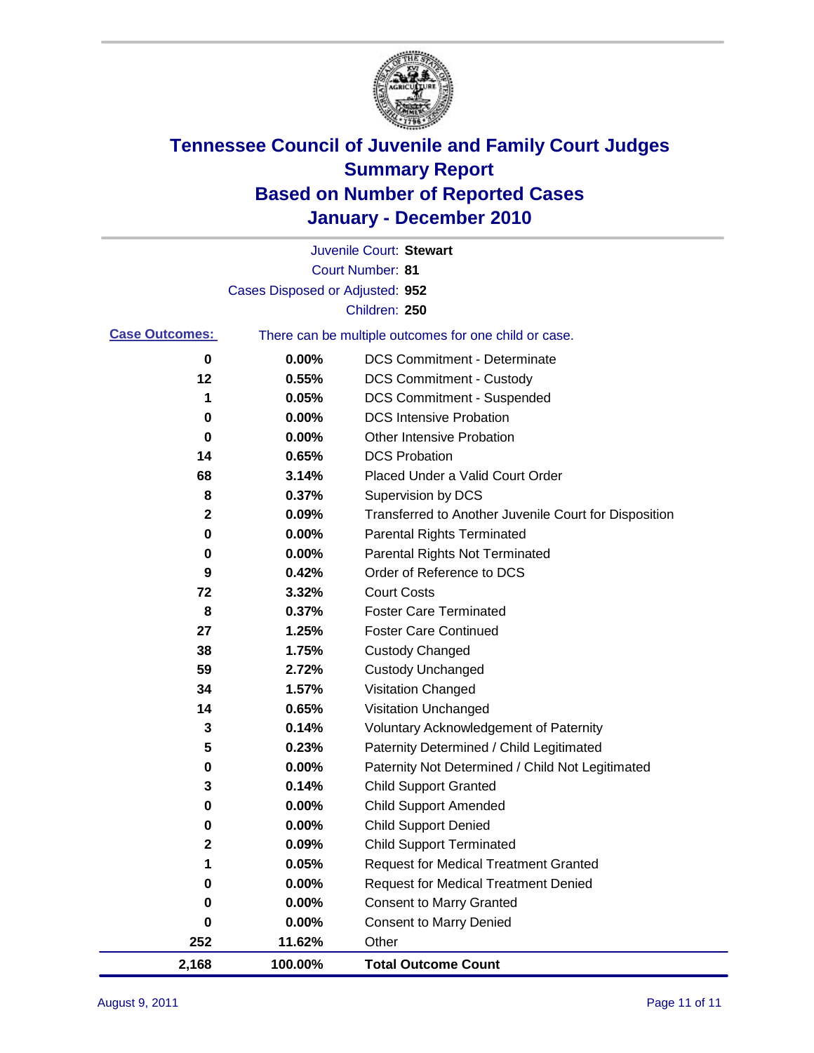# Tennessee Council of Juvenile and Family Court Judges
## Summary Report
## Based on Number of Reported Cases
## January - December 2010

Juvenile Court: **Stewart**

Court Number: **81**

Cases Disposed or Adjusted: **952**

Children: **250**

**Case Outcomes:** There can be multiple outcomes for one child or case.

| | | |
|---|---|---|
| 0 | 0.00% | DCS Commitment - Determinate |
| 12 | 0.55% | DCS Commitment - Custody |
| 1 | 0.05% | DCS Commitment - Suspended |
| 0 | 0.00% | DCS Intensive Probation |
| 0 | 0.00% | Other Intensive Probation |
| 14 | 0.65% | DCS Probation |
| 68 | 3.14% | Placed Under a Valid Court Order |
| 8 | 0.37% | Supervision by DCS |
| 2 | 0.09% | Transferred to Another Juvenile Court for Disposition |
| 0 | 0.00% | Parental Rights Terminated |
| 0 | 0.00% | Parental Rights Not Terminated |
| 9 | 0.42% | Order of Reference to DCS |
| 72 | 3.32% | Court Costs |
| 8 | 0.37% | Foster Care Terminated |
| 27 | 1.25% | Foster Care Continued |
| 38 | 1.75% | Custody Changed |
| 59 | 2.72% | Custody Unchanged |
| 34 | 1.57% | Visitation Changed |
| 14 | 0.65% | Visitation Unchanged |
| 3 | 0.14% | Voluntary Acknowledgement of Paternity |
| 5 | 0.23% | Paternity Determined / Child Legitimated |
| 0 | 0.00% | Paternity Not Determined / Child Not Legitimated |
| 3 | 0.14% | Child Support Granted |
| 0 | 0.00% | Child Support Amended |
| 0 | 0.00% | Child Support Denied |
| 2 | 0.09% | Child Support Terminated |
| 1 | 0.05% | Request for Medical Treatment Granted |
| 0 | 0.00% | Request for Medical Treatment Denied |
| 0 | 0.00% | Consent to Marry Granted |
| 0 | 0.00% | Consent to Marry Denied |
| 252 | 11.62% | Other |
| **2,168** | **100.00%** | **Total Outcome Count** |

August 9, 2011